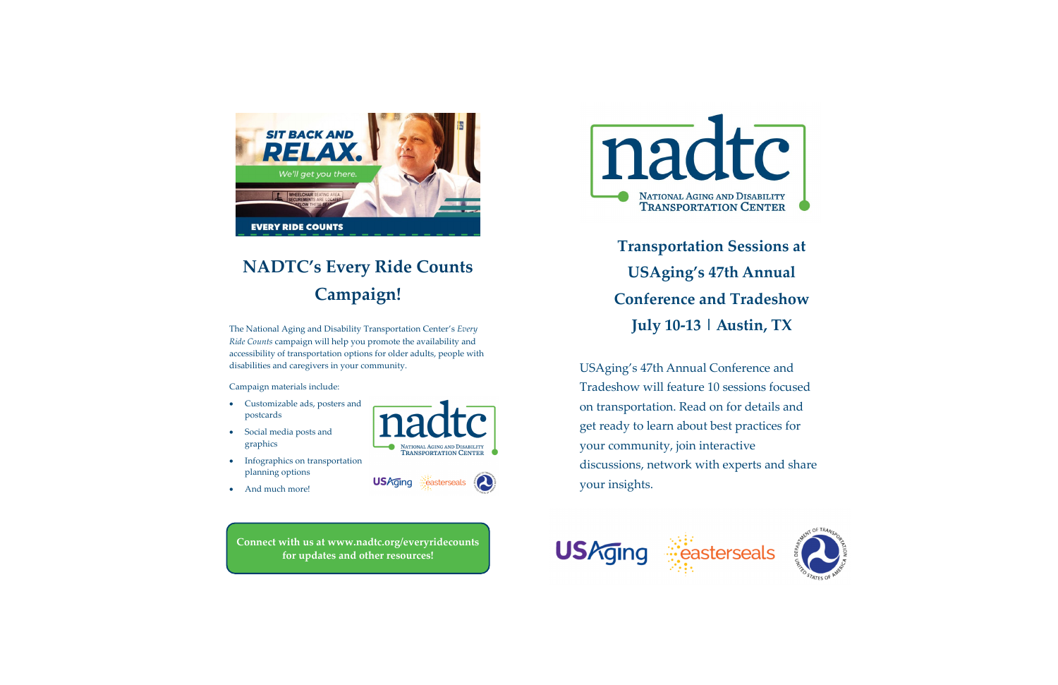## NADTC's Every Ride Counts Campaign!

The National Aging and Disability Transportation Center's *Every Ride Counts* campaign will help you promote the availability and accessibility of transportation options for older adults, people with disabilities and caregivers in your community.

Campaign materials include:

- Customizable ads, posters and postcards
- Social media posts and graphics
- Infographics on transportation planning options
- And much more!

**Connect with us at www.nadtc.org/everyridecounts for updates and other resources!**

## Transportation Sessions at USAging's 47th Annual Conference and Tradeshow

## July 10-13 | Austin, TX

USAging's 47th Annual Conference and Tradeshow will feature 10 sessions focused on transportation. Read on for details and get ready to learn about best practices for your community, join interactive discussions, network with experts and share your insights.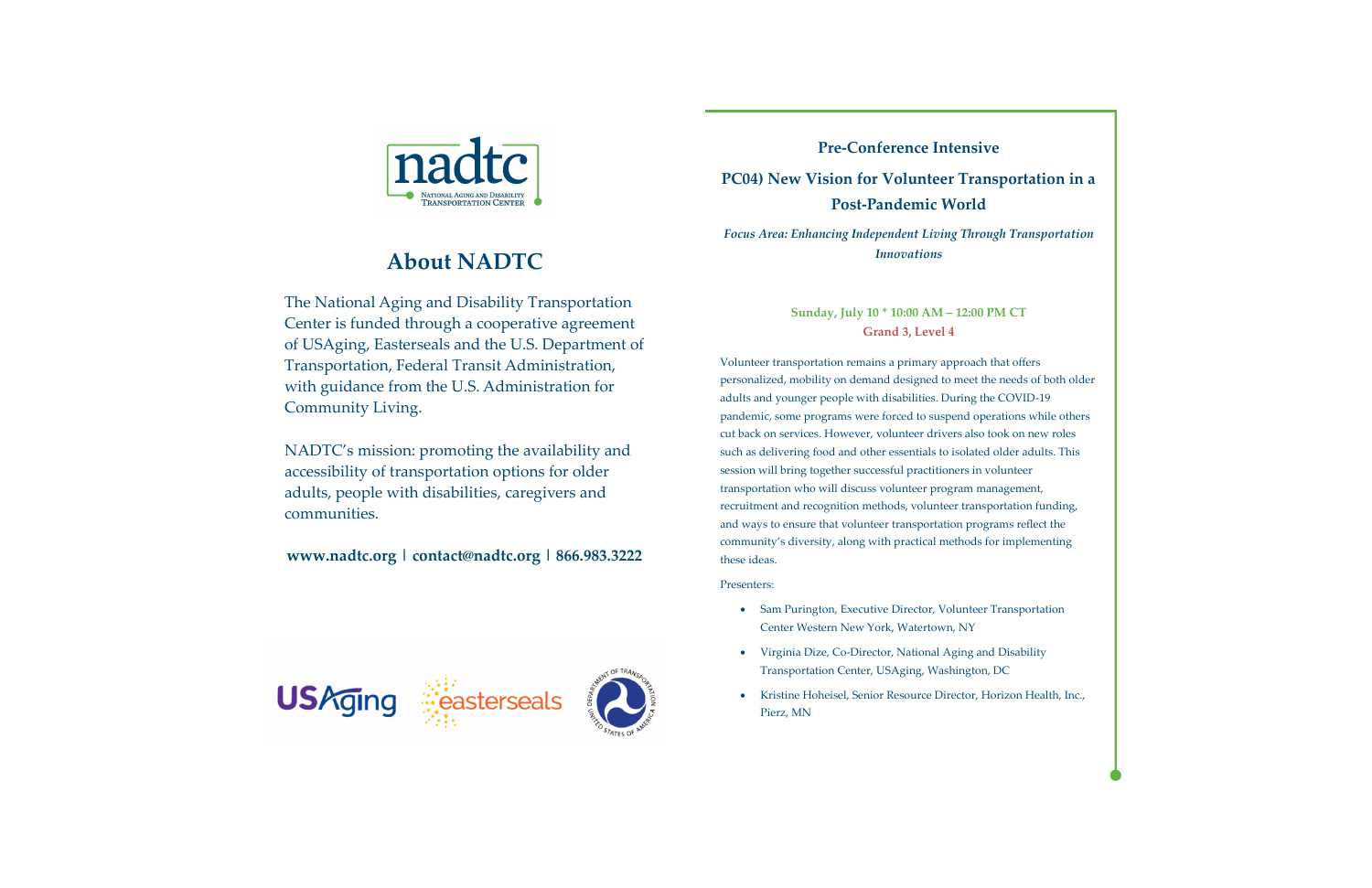## About NADTC

The National Aging and Disability Transportation Center is funded through a cooperative agreement of USAging, Easterseals and the U.S. Department of Transportation, Federal Transit Administration, with guidance from the U.S. Administration for Community Living.

NADTC's mission: promoting the availability and accessibility of transportation options for older adults, people with disabilities, caregivers and communities.

**www.nadtc.org | contact@nadtc.org | 866.983.3222**

**Pre-Conference Intensive**

## PC04) New Vision for Volunteer Transportation in a Post-Pandemic World

***Focus Area: Enhancing Independent Living Through Transportation Innovations***

**Sunday, July 10 * 10:00 AM – 12:00 PM CT**
**Grand 3, Level 4**

Volunteer transportation remains a primary approach that offers personalized, mobility on demand designed to meet the needs of both older adults and younger people with disabilities. During the COVID-19 pandemic, some programs were forced to suspend operations while others cut back on services. However, volunteer drivers also took on new roles such as delivering food and other essentials to isolated older adults. This session will bring together successful practitioners in volunteer transportation who will discuss volunteer program management, recruitment and recognition methods, volunteer transportation funding, and ways to ensure that volunteer transportation programs reflect the community's diversity, along with practical methods for implementing these ideas.

Presenters:

- Sam Purington, Executive Director, Volunteer Transportation Center Western New York, Watertown, NY
- Virginia Dize, Co-Director, National Aging and Disability Transportation Center, USAging, Washington, DC
- Kristine Hoheisel, Senior Resource Director, Horizon Health, Inc., Pierz, MN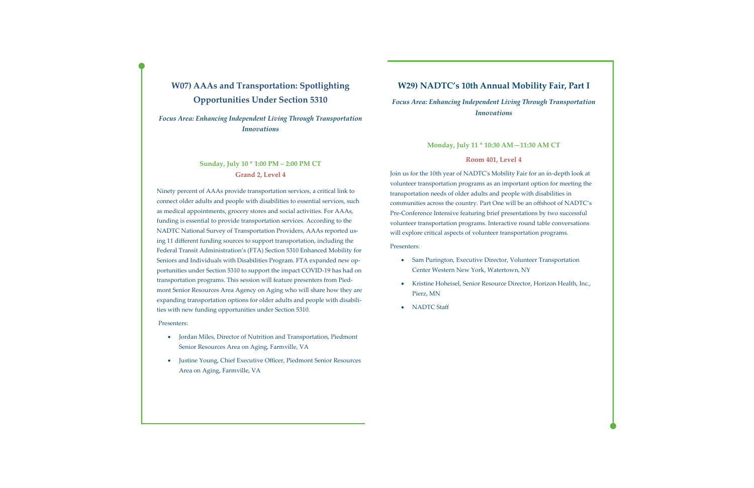## W07) AAAs and Transportation: Spotlighting Opportunities Under Section 5310

*Focus Area: Enhancing Independent Living Through Transportation Innovations*

**Sunday, July 10 * 1:00 PM – 2:00 PM CT**

**Grand 2, Level 4**

Ninety percent of AAAs provide transportation services, a critical link to connect older adults and people with disabilities to essential services, such as medical appointments, grocery stores and social activities. For AAAs, funding is essential to provide transportation services. According to the NADTC National Survey of Transportation Providers, AAAs reported using 11 different funding sources to support transportation, including the Federal Transit Administration's (FTA) Section 5310 Enhanced Mobility for Seniors and Individuals with Disabilities Program. FTA expanded new opportunities under Section 5310 to support the impact COVID-19 has had on transportation programs. This session will feature presenters from Piedmont Senior Resources Area Agency on Aging who will share how they are expanding transportation options for older adults and people with disabilities with new funding opportunities under Section 5310.

Presenters:

- Jordan Miles, Director of Nutrition and Transportation, Piedmont Senior Resources Area on Aging, Farmville, VA
- Justine Young, Chief Executive Officer, Piedmont Senior Resources Area on Aging, Farmville, VA

## W29) NADTC's 10th Annual Mobility Fair, Part I

*Focus Area: Enhancing Independent Living Through Transportation Innovations*

**Monday, July 11 * 10:30 AM—11:30 AM CT**

**Room 401, Level 4**

Join us for the 10th year of NADTC's Mobility Fair for an in-depth look at volunteer transportation programs as an important option for meeting the transportation needs of older adults and people with disabilities in communities across the country. Part One will be an offshoot of NADTC's Pre-Conference Intensive featuring brief presentations by two successful volunteer transportation programs. Interactive round table conversations will explore critical aspects of volunteer transportation programs.

Presenters:

- Sam Purington, Executive Director, Volunteer Transportation Center Western New York, Watertown, NY
- Kristine Hoheisel, Senior Resource Director, Horizon Health, Inc., Pierz, MN
- NADTC Staff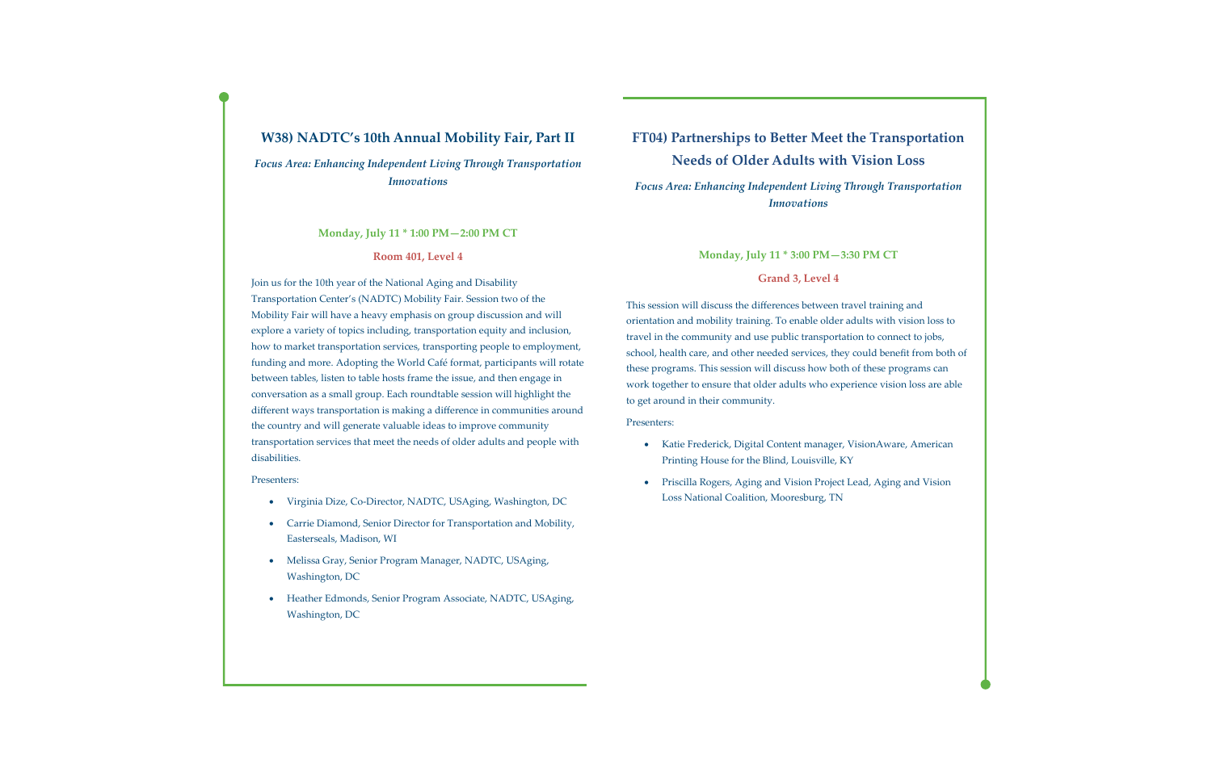## W38) NADTC's 10th Annual Mobility Fair, Part II

***Focus Area: Enhancing Independent Living Through Transportation Innovations***

**Monday, July 11 * 1:00 PM—2:00 PM CT**

**Room 401, Level 4**

Join us for the 10th year of the National Aging and Disability Transportation Center's (NADTC) Mobility Fair. Session two of the Mobility Fair will have a heavy emphasis on group discussion and will explore a variety of topics including, transportation equity and inclusion, how to market transportation services, transporting people to employment, funding and more. Adopting the World Café format, participants will rotate between tables, listen to table hosts frame the issue, and then engage in conversation as a small group. Each roundtable session will highlight the different ways transportation is making a difference in communities around the country and will generate valuable ideas to improve community transportation services that meet the needs of older adults and people with disabilities.

Presenters:

- Virginia Dize, Co-Director, NADTC, USAging, Washington, DC
- Carrie Diamond, Senior Director for Transportation and Mobility, Easterseals, Madison, WI
- Melissa Gray, Senior Program Manager, NADTC, USAging, Washington, DC
- Heather Edmonds, Senior Program Associate, NADTC, USAging, Washington, DC

## FT04) Partnerships to Better Meet the Transportation Needs of Older Adults with Vision Loss

***Focus Area: Enhancing Independent Living Through Transportation Innovations***

**Monday, July 11 * 3:00 PM—3:30 PM CT**

**Grand 3, Level 4**

This session will discuss the differences between travel training and orientation and mobility training. To enable older adults with vision loss to travel in the community and use public transportation to connect to jobs, school, health care, and other needed services, they could benefit from both of these programs. This session will discuss how both of these programs can work together to ensure that older adults who experience vision loss are able to get around in their community.

Presenters:

- Katie Frederick, Digital Content manager, VisionAware, American Printing House for the Blind, Louisville, KY
- Priscilla Rogers, Aging and Vision Project Lead, Aging and Vision Loss National Coalition, Mooresburg, TN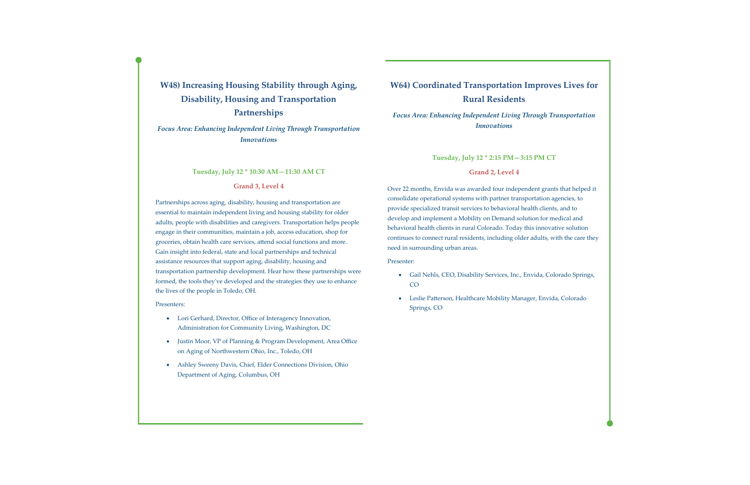## W48) Increasing Housing Stability through Aging, Disability, Housing and Transportation Partnerships

***Focus Area: Enhancing Independent Living Through Transportation Innovations***

**Tuesday, July 12 * 10:30 AM—11:30 AM CT**

**Grand 3, Level 4**

Partnerships across aging, disability, housing and transportation are essential to maintain independent living and housing stability for older adults, people with disabilities and caregivers. Transportation helps people engage in their communities, maintain a job, access education, shop for groceries, obtain health care services, attend social functions and more. Gain insight into federal, state and local partnerships and technical assistance resources that support aging, disability, housing and transportation partnership development. Hear how these partnerships were formed, the tools they've developed and the strategies they use to enhance the lives of the people in Toledo, OH.

Presenters:

- Lori Gerhard, Director, Office of Interagency Innovation, Administration for Community Living, Washington, DC
- Justin Moor, VP of Planning & Program Development, Area Office on Aging of Northwestern Ohio, Inc., Toledo, OH
- Ashley Sweeny Davis, Chief, Elder Connections Division, Ohio Department of Aging, Columbus, OH

## W64) Coordinated Transportation Improves Lives for Rural Residents

***Focus Area: Enhancing Independent Living Through Transportation Innovations***

**Tuesday, July 12 * 2:15 PM—3:15 PM CT**

**Grand 2, Level 4**

Over 22 months, Envida was awarded four independent grants that helped it consolidate operational systems with partner transportation agencies, to provide specialized transit services to behavioral health clients, and to develop and implement a Mobility on Demand solution for medical and behavioral health clients in rural Colorado. Today this innovative solution continues to connect rural residents, including older adults, with the care they need in surrounding urban areas.

Presenter:

- Gail Nehls, CEO, Disability Services, Inc., Envida, Colorado Springs, CO
- Leslie Patterson, Healthcare Mobility Manager, Envida, Colorado Springs, CO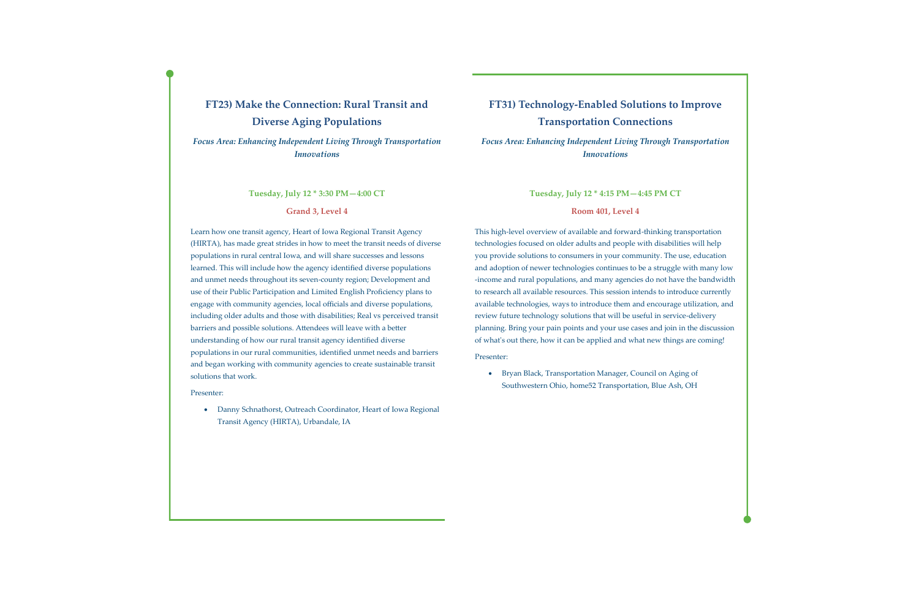## FT23) Make the Connection: Rural Transit and Diverse Aging Populations

*Focus Area: Enhancing Independent Living Through Transportation Innovations*

**Tuesday, July 12 * 3:30 PM—4:00 CT**

**Grand 3, Level 4**

Learn how one transit agency, Heart of Iowa Regional Transit Agency (HIRTA), has made great strides in how to meet the transit needs of diverse populations in rural central Iowa, and will share successes and lessons learned. This will include how the agency identified diverse populations and unmet needs throughout its seven-county region; Development and use of their Public Participation and Limited English Proficiency plans to engage with community agencies, local officials and diverse populations, including older adults and those with disabilities; Real vs perceived transit barriers and possible solutions. Attendees will leave with a better understanding of how our rural transit agency identified diverse populations in our rural communities, identified unmet needs and barriers and began working with community agencies to create sustainable transit solutions that work.

Presenter:

- Danny Schnathorst, Outreach Coordinator, Heart of Iowa Regional Transit Agency (HIRTA), Urbandale, IA

## FT31) Technology-Enabled Solutions to Improve Transportation Connections

*Focus Area: Enhancing Independent Living Through Transportation Innovations*

**Tuesday, July 12 * 4:15 PM—4:45 PM CT**

**Room 401, Level 4**

This high-level overview of available and forward-thinking transportation technologies focused on older adults and people with disabilities will help you provide solutions to consumers in your community. The use, education and adoption of newer technologies continues to be a struggle with many low-income and rural populations, and many agencies do not have the bandwidth to research all available resources. This session intends to introduce currently available technologies, ways to introduce them and encourage utilization, and review future technology solutions that will be useful in service-delivery planning. Bring your pain points and your use cases and join in the discussion of what's out there, how it can be applied and what new things are coming!

Presenter:

- Bryan Black, Transportation Manager, Council on Aging of Southwestern Ohio, home52 Transportation, Blue Ash, OH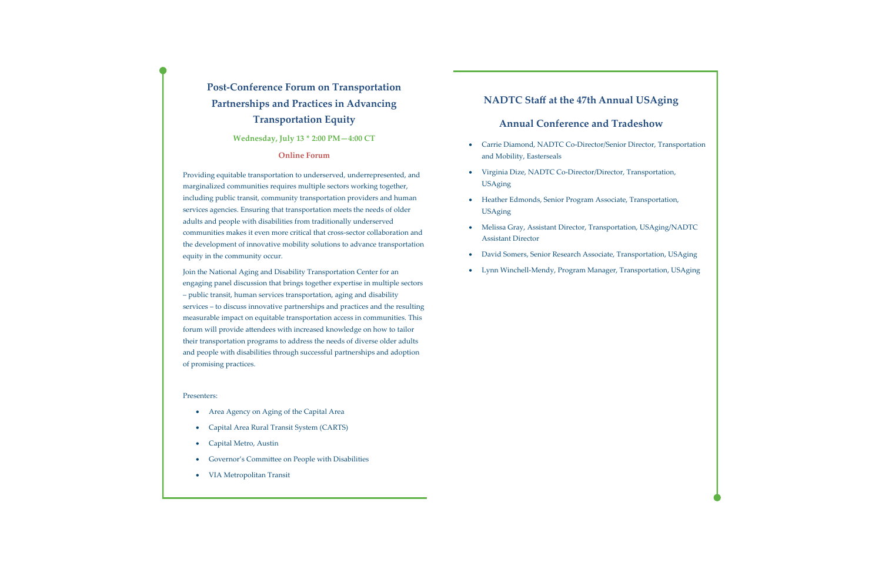## Post-Conference Forum on Transportation Partnerships and Practices in Advancing Transportation Equity

**Wednesday, July 13 * 2:00 PM—4:00 CT**

**Online Forum**

Providing equitable transportation to underserved, underrepresented, and marginalized communities requires multiple sectors working together, including public transit, community transportation providers and human services agencies. Ensuring that transportation meets the needs of older adults and people with disabilities from traditionally underserved communities makes it even more critical that cross-sector collaboration and the development of innovative mobility solutions to advance transportation equity in the community occur.

Join the National Aging and Disability Transportation Center for an engaging panel discussion that brings together expertise in multiple sectors – public transit, human services transportation, aging and disability services – to discuss innovative partnerships and practices and the resulting measurable impact on equitable transportation access in communities. This forum will provide attendees with increased knowledge on how to tailor their transportation programs to address the needs of diverse older adults and people with disabilities through successful partnerships and adoption of promising practices.

Presenters:

- Area Agency on Aging of the Capital Area
- Capital Area Rural Transit System (CARTS)
- Capital Metro, Austin
- Governor's Committee on People with Disabilities
- VIA Metropolitan Transit

## NADTC Staff at the 47th Annual USAging Annual Conference and Tradeshow

- Carrie Diamond, NADTC Co-Director/Senior Director, Transportation and Mobility, Easterseals
- Virginia Dize, NADTC Co-Director/Director, Transportation, USAging
- Heather Edmonds, Senior Program Associate, Transportation, USAging
- Melissa Gray, Assistant Director, Transportation, USAging/NADTC Assistant Director
- David Somers, Senior Research Associate, Transportation, USAging
- Lynn Winchell-Mendy, Program Manager, Transportation, USAging